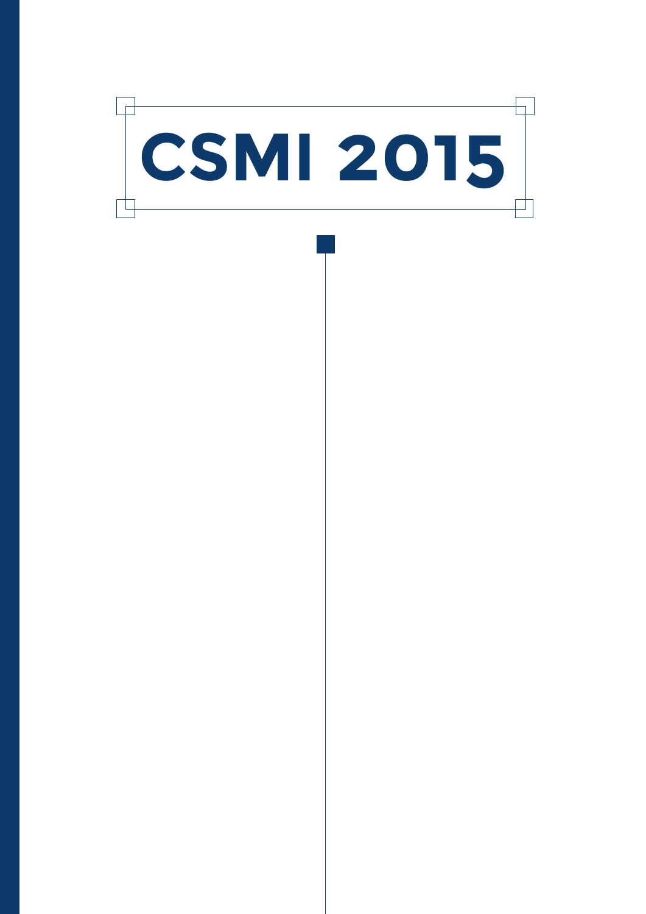# CSMI 2015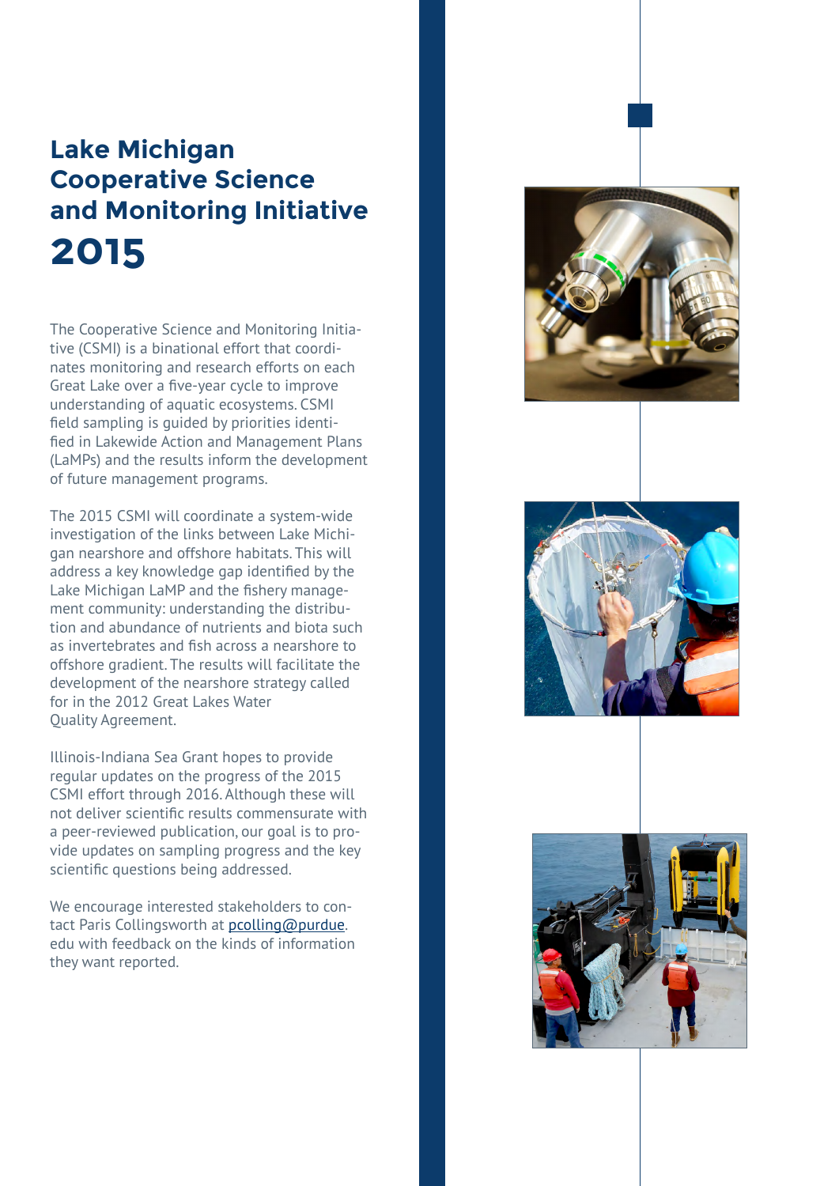# Lake Michigan Cooperative Science and Monitoring Initiative 2015

The Cooperative Science and Monitoring Initiative (CSMI) is a binational effort that coordinates monitoring and research efforts on each Great Lake over a five-year cycle to improve understanding of aquatic ecosystems. CSMI field sampling is guided by priorities identified in Lakewide Action and Management Plans (LaMPs) and the results inform the development of future management programs.

The 2015 CSMI will coordinate a system-wide investigation of the links between Lake Michigan nearshore and offshore habitats. This will address a key knowledge gap identified by the Lake Michigan LaMP and the fishery management community: understanding the distribution and abundance of nutrients and biota such as invertebrates and fish across a nearshore to offshore gradient. The results will facilitate the development of the nearshore strategy called for in the 2012 Great Lakes Water Quality Agreement.

Illinois-Indiana Sea Grant hopes to provide regular updates on the progress of the 2015 CSMI effort through 2016. Although these will not deliver scientific results commensurate with a peer-reviewed publication, our goal is to provide updates on sampling progress and the key scientific questions being addressed.

We encourage interested stakeholders to contact Paris Collingsworth at pcolling@purdue.edu with feedback on the kinds of information they want reported.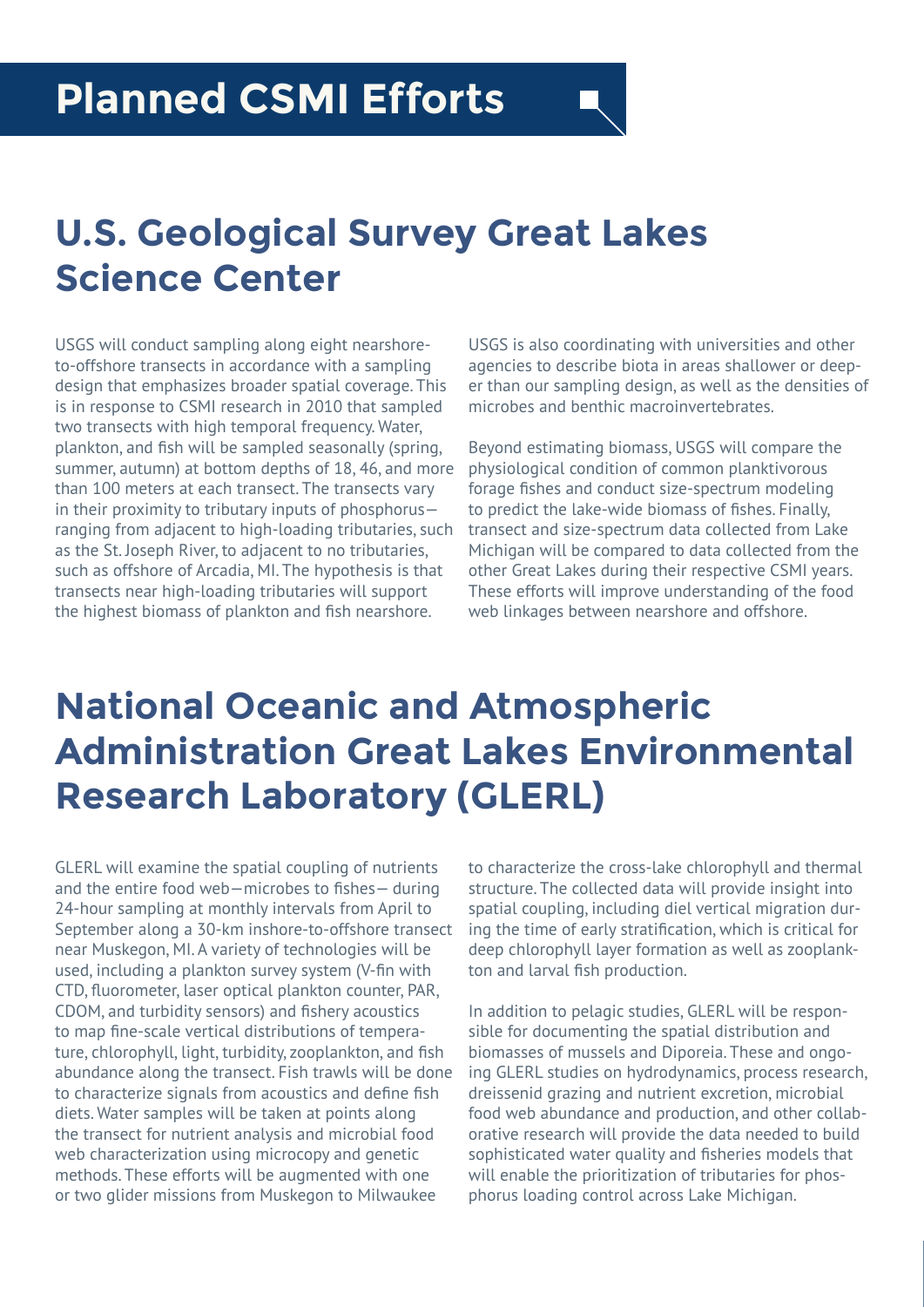# Planned CSMI Efforts

## U.S. Geological Survey Great Lakes Science Center

USGS will conduct sampling along eight nearshore-to-offshore transects in accordance with a sampling design that emphasizes broader spatial coverage. This is in response to CSMI research in 2010 that sampled two transects with high temporal frequency. Water, plankton, and fish will be sampled seasonally (spring, summer, autumn) at bottom depths of 18, 46, and more than 100 meters at each transect. The transects vary in their proximity to tributary inputs of phosphorus—ranging from adjacent to high-loading tributaries, such as the St. Joseph River, to adjacent to no tributaries, such as offshore of Arcadia, MI. The hypothesis is that transects near high-loading tributaries will support the highest biomass of plankton and fish nearshore.

USGS is also coordinating with universities and other agencies to describe biota in areas shallower or deeper than our sampling design, as well as the densities of microbes and benthic macroinvertebrates.

Beyond estimating biomass, USGS will compare the physiological condition of common planktivorous forage fishes and conduct size-spectrum modeling to predict the lake-wide biomass of fishes. Finally, transect and size-spectrum data collected from Lake Michigan will be compared to data collected from the other Great Lakes during their respective CSMI years. These efforts will improve understanding of the food web linkages between nearshore and offshore.

## National Oceanic and Atmospheric Administration Great Lakes Environmental Research Laboratory (GLERL)

GLERL will examine the spatial coupling of nutrients and the entire food web—microbes to fishes— during 24-hour sampling at monthly intervals from April to September along a 30-km inshore-to-offshore transect near Muskegon, MI. A variety of technologies will be used, including a plankton survey system (V-fin with CTD, fluorometer, laser optical plankton counter, PAR, CDOM, and turbidity sensors) and fishery acoustics to map fine-scale vertical distributions of temperature, chlorophyll, light, turbidity, zooplankton, and fish abundance along the transect. Fish trawls will be done to characterize signals from acoustics and define fish diets. Water samples will be taken at points along the transect for nutrient analysis and microbial food web characterization using microcopy and genetic methods. These efforts will be augmented with one or two glider missions from Muskegon to Milwaukee to characterize the cross-lake chlorophyll and thermal structure. The collected data will provide insight into spatial coupling, including diel vertical migration during the time of early stratification, which is critical for deep chlorophyll layer formation as well as zooplankton and larval fish production.

In addition to pelagic studies, GLERL will be responsible for documenting the spatial distribution and biomasses of mussels and Diporeia. These and ongoing GLERL studies on hydrodynamics, process research, dreissenid grazing and nutrient excretion, microbial food web abundance and production, and other collaborative research will provide the data needed to build sophisticated water quality and fisheries models that will enable the prioritization of tributaries for phosphorus loading control across Lake Michigan.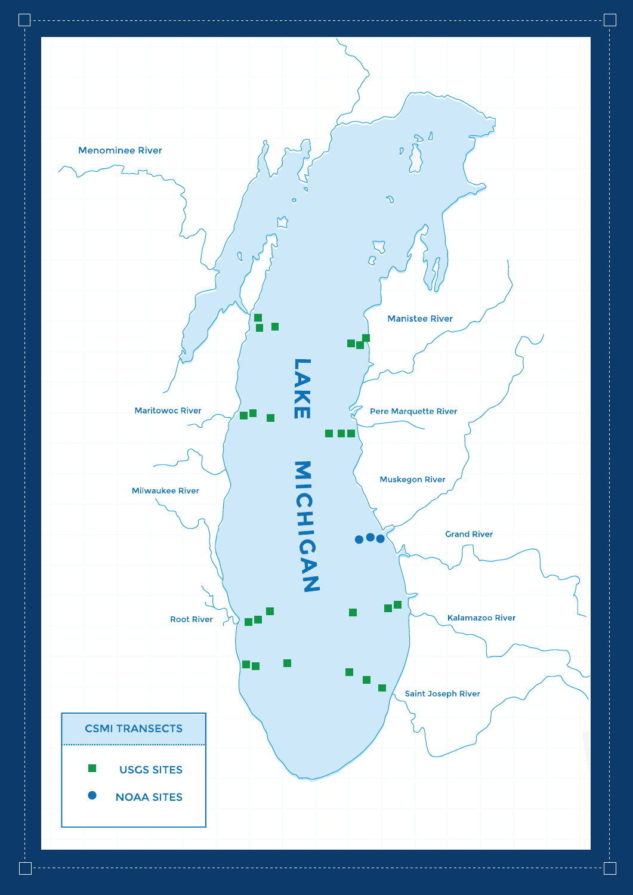LAKE MICHIGAN

Menominee River

Manistee River

Maritowoc River

Pere Marquette River

Muskegon River

Milwaukee River

Grand River

Root River

Kalamazoo River

Saint Joseph River

**CSMI TRANSECTS**

- USGS SITES
- NOAA SITES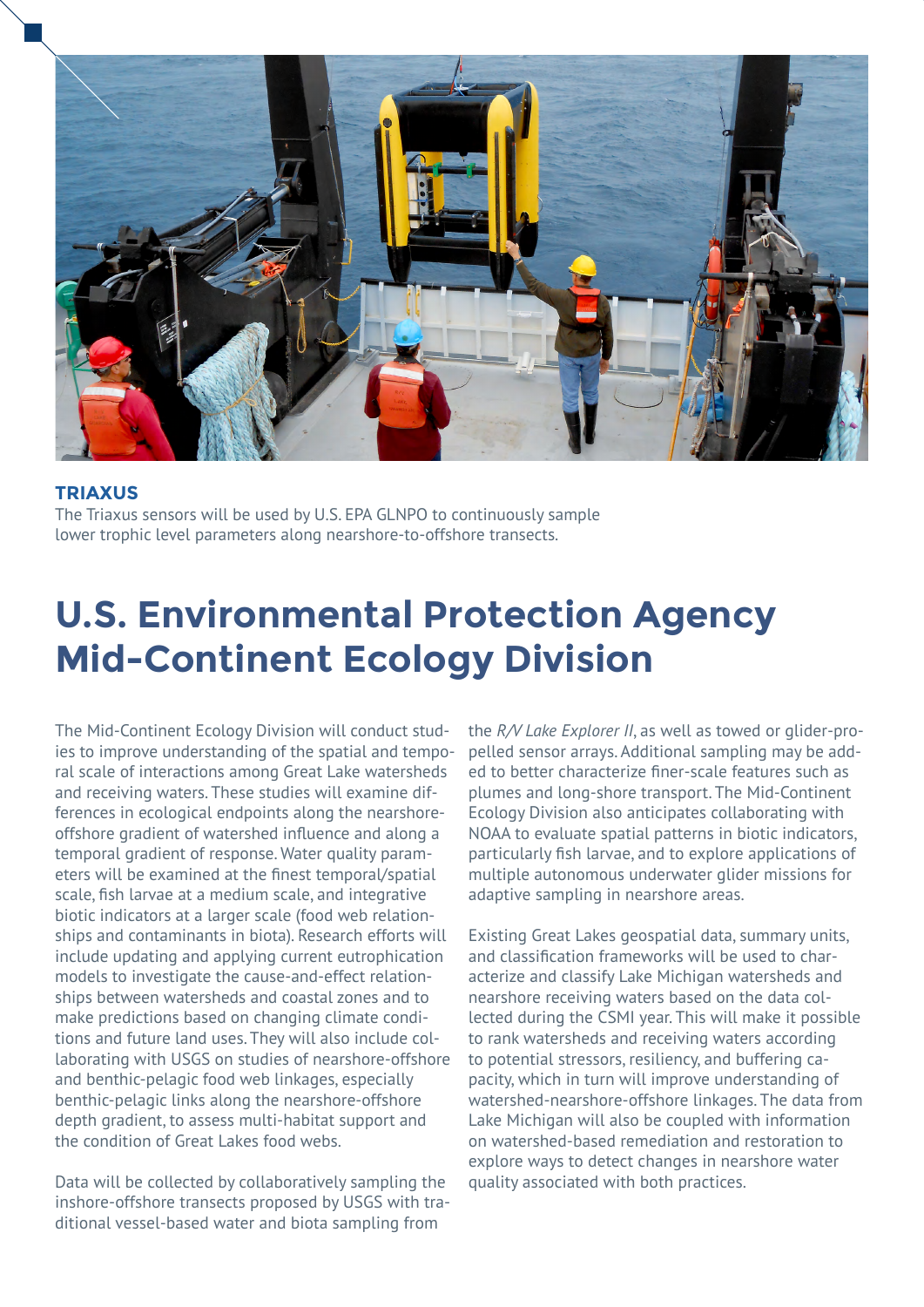**TRIAXUS**

The Triaxus sensors will be used by U.S. EPA GLNPO to continuously sample lower trophic level parameters along nearshore-to-offshore transects.

# U.S. Environmental Protection Agency Mid-Continent Ecology Division

The Mid-Continent Ecology Division will conduct studies to improve understanding of the spatial and temporal scale of interactions among Great Lake watersheds and receiving waters. These studies will examine differences in ecological endpoints along the nearshore-offshore gradient of watershed influence and along a temporal gradient of response. Water quality parameters will be examined at the finest temporal/spatial scale, fish larvae at a medium scale, and integrative biotic indicators at a larger scale (food web relationships and contaminants in biota). Research efforts will include updating and applying current eutrophication models to investigate the cause-and-effect relationships between watersheds and coastal zones and to make predictions based on changing climate conditions and future land uses. They will also include collaborating with USGS on studies of nearshore-offshore and benthic-pelagic food web linkages, especially benthic-pelagic links along the nearshore-offshore depth gradient, to assess multi-habitat support and the condition of Great Lakes food webs.

Data will be collected by collaboratively sampling the inshore-offshore transects proposed by USGS with traditional vessel-based water and biota sampling from the *R/V Lake Explorer II*, as well as towed or glider-propelled sensor arrays. Additional sampling may be added to better characterize finer-scale features such as plumes and long-shore transport. The Mid-Continent Ecology Division also anticipates collaborating with NOAA to evaluate spatial patterns in biotic indicators, particularly fish larvae, and to explore applications of multiple autonomous underwater glider missions for adaptive sampling in nearshore areas.

Existing Great Lakes geospatial data, summary units, and classification frameworks will be used to characterize and classify Lake Michigan watersheds and nearshore receiving waters based on the data collected during the CSMI year. This will make it possible to rank watersheds and receiving waters according to potential stressors, resiliency, and buffering capacity, which in turn will improve understanding of watershed-nearshore-offshore linkages. The data from Lake Michigan will also be coupled with information on watershed-based remediation and restoration to explore ways to detect changes in nearshore water quality associated with both practices.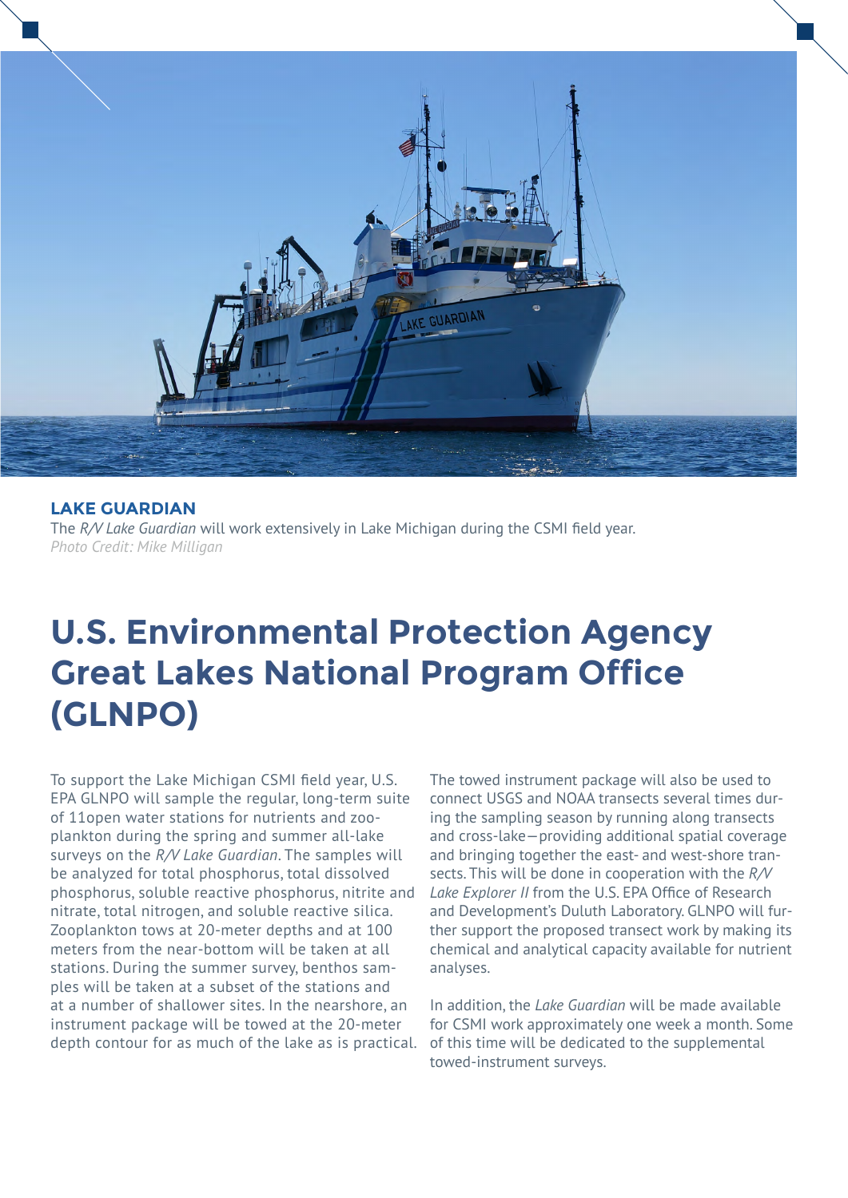**LAKE GUARDIAN**

The *R/V Lake Guardian* will work extensively in Lake Michigan during the CSMI field year.
*Photo Credit: Mike Milligan*

# U.S. Environmental Protection Agency Great Lakes National Program Office (GLNPO)

To support the Lake Michigan CSMI field year, U.S. EPA GLNPO will sample the regular, long-term suite of 11open water stations for nutrients and zooplankton during the spring and summer all-lake surveys on the *R/V Lake Guardian*. The samples will be analyzed for total phosphorus, total dissolved phosphorus, soluble reactive phosphorus, nitrite and nitrate, total nitrogen, and soluble reactive silica. Zooplankton tows at 20-meter depths and at 100 meters from the near-bottom will be taken at all stations. During the summer survey, benthos samples will be taken at a subset of the stations and at a number of shallower sites. In the nearshore, an instrument package will be towed at the 20-meter depth contour for as much of the lake as is practical.

The towed instrument package will also be used to connect USGS and NOAA transects several times during the sampling season by running along transects and cross-lake—providing additional spatial coverage and bringing together the east- and west-shore transects. This will be done in cooperation with the *R/V Lake Explorer II* from the U.S. EPA Office of Research and Development's Duluth Laboratory. GLNPO will further support the proposed transect work by making its chemical and analytical capacity available for nutrient analyses.

In addition, the *Lake Guardian* will be made available for CSMI work approximately one week a month. Some of this time will be dedicated to the supplemental towed-instrument surveys.